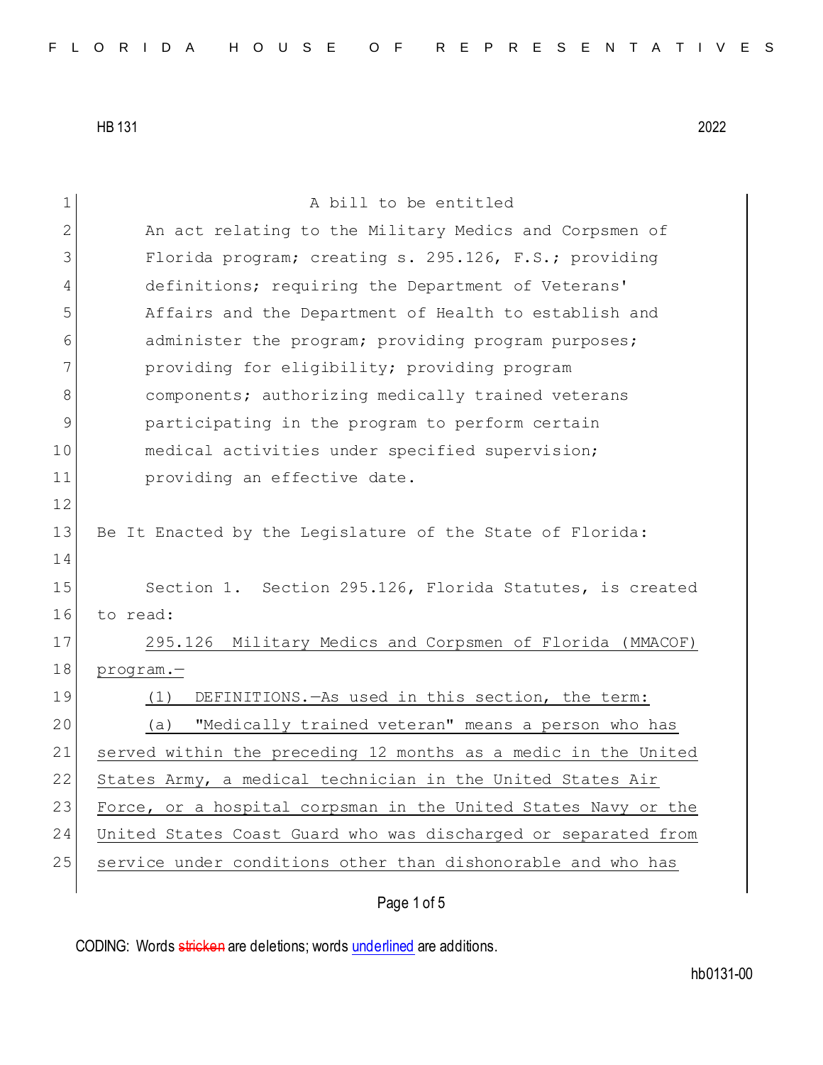HB 131 2022

A bill to be entitled

An act relating to the Military Medics and Corpsmen of Florida program; creating s. 295.126, F.S.; providing definitions; requiring the Department of Veterans' Affairs and the Department of Health to establish and administer the program; providing program purposes; providing for eligibility; providing program components; authorizing medically trained veterans participating in the program to perform certain medical activities under specified supervision; providing an effective date.

Be It Enacted by the Legislature of the State of Florida:

Section 1. Section 295.126, Florida Statutes, is created to read:

295.126 Military Medics and Corpsmen of Florida (MMACOF) program.—

(1) DEFINITIONS.—As used in this section, the term:

(a) "Medically trained veteran" means a person who has served within the preceding 12 months as a medic in the United States Army, a medical technician in the United States Air Force, or a hospital corpsman in the United States Navy or the United States Coast Guard who was discharged or separated from service under conditions other than dishonorable and who has

CODING: Words ~~stricken~~ are deletions; words <u>underlined</u> are additions.

hb0131-00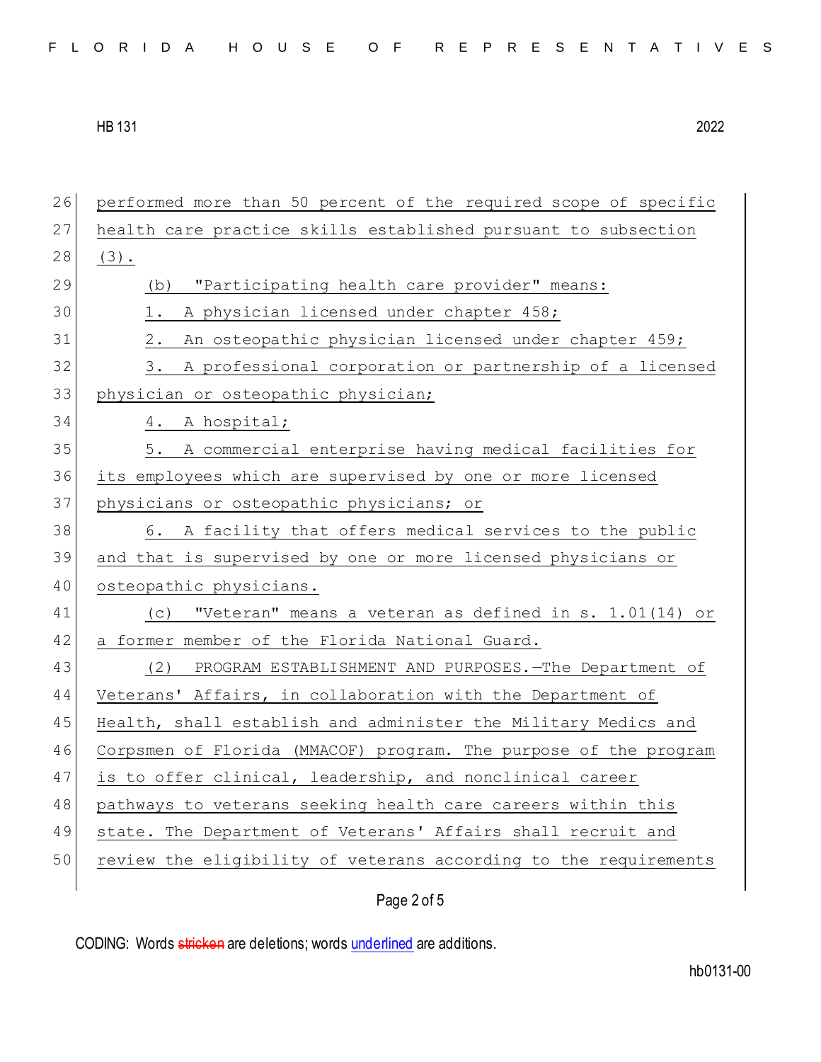performed more than 50 percent of the required scope of specific health care practice skills established pursuant to subsection (3).

(b) "Participating health care provider" means:

1. A physician licensed under chapter 458;

2. An osteopathic physician licensed under chapter 459;

3. A professional corporation or partnership of a licensed physician or osteopathic physician;

4. A hospital;

5. A commercial enterprise having medical facilities for its employees which are supervised by one or more licensed physicians or osteopathic physicians; or

6. A facility that offers medical services to the public and that is supervised by one or more licensed physicians or osteopathic physicians.

(c) "Veteran" means a veteran as defined in s. 1.01(14) or a former member of the Florida National Guard.

(2) PROGRAM ESTABLISHMENT AND PURPOSES.—The Department of Veterans' Affairs, in collaboration with the Department of Health, shall establish and administer the Military Medics and Corpsmen of Florida (MMACOF) program. The purpose of the program is to offer clinical, leadership, and nonclinical career pathways to veterans seeking health care careers within this state. The Department of Veterans' Affairs shall recruit and review the eligibility of veterans according to the requirements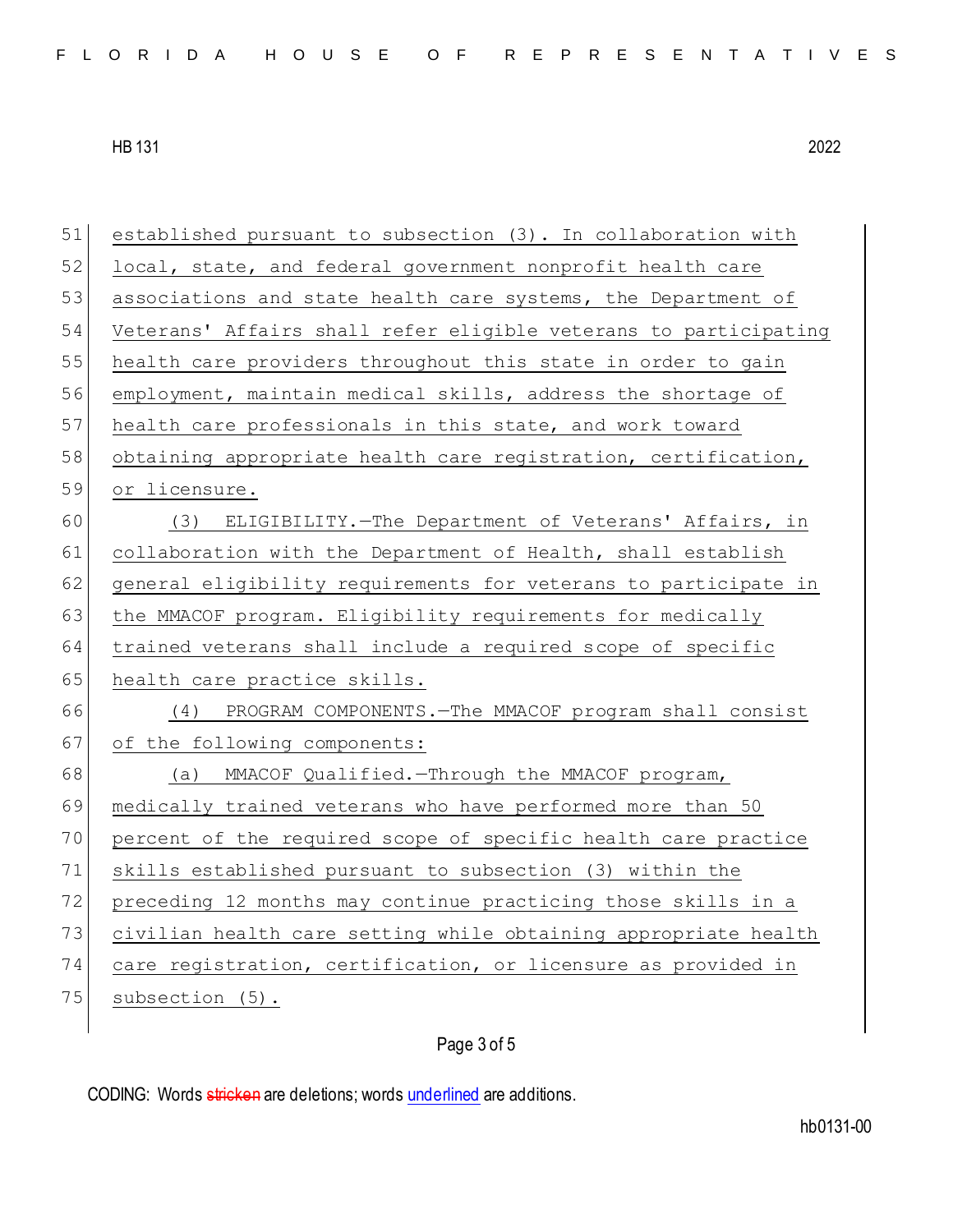established pursuant to subsection (3). In collaboration with local, state, and federal government nonprofit health care associations and state health care systems, the Department of Veterans' Affairs shall refer eligible veterans to participating health care providers throughout this state in order to gain employment, maintain medical skills, address the shortage of health care professionals in this state, and work toward obtaining appropriate health care registration, certification, or licensure.

(3) ELIGIBILITY.—The Department of Veterans' Affairs, in collaboration with the Department of Health, shall establish general eligibility requirements for veterans to participate in the MMACOF program. Eligibility requirements for medically trained veterans shall include a required scope of specific health care practice skills.

(4) PROGRAM COMPONENTS.—The MMACOF program shall consist of the following components:

(a) MMACOF Qualified.—Through the MMACOF program, medically trained veterans who have performed more than 50 percent of the required scope of specific health care practice skills established pursuant to subsection (3) within the preceding 12 months may continue practicing those skills in a civilian health care setting while obtaining appropriate health care registration, certification, or licensure as provided in subsection (5).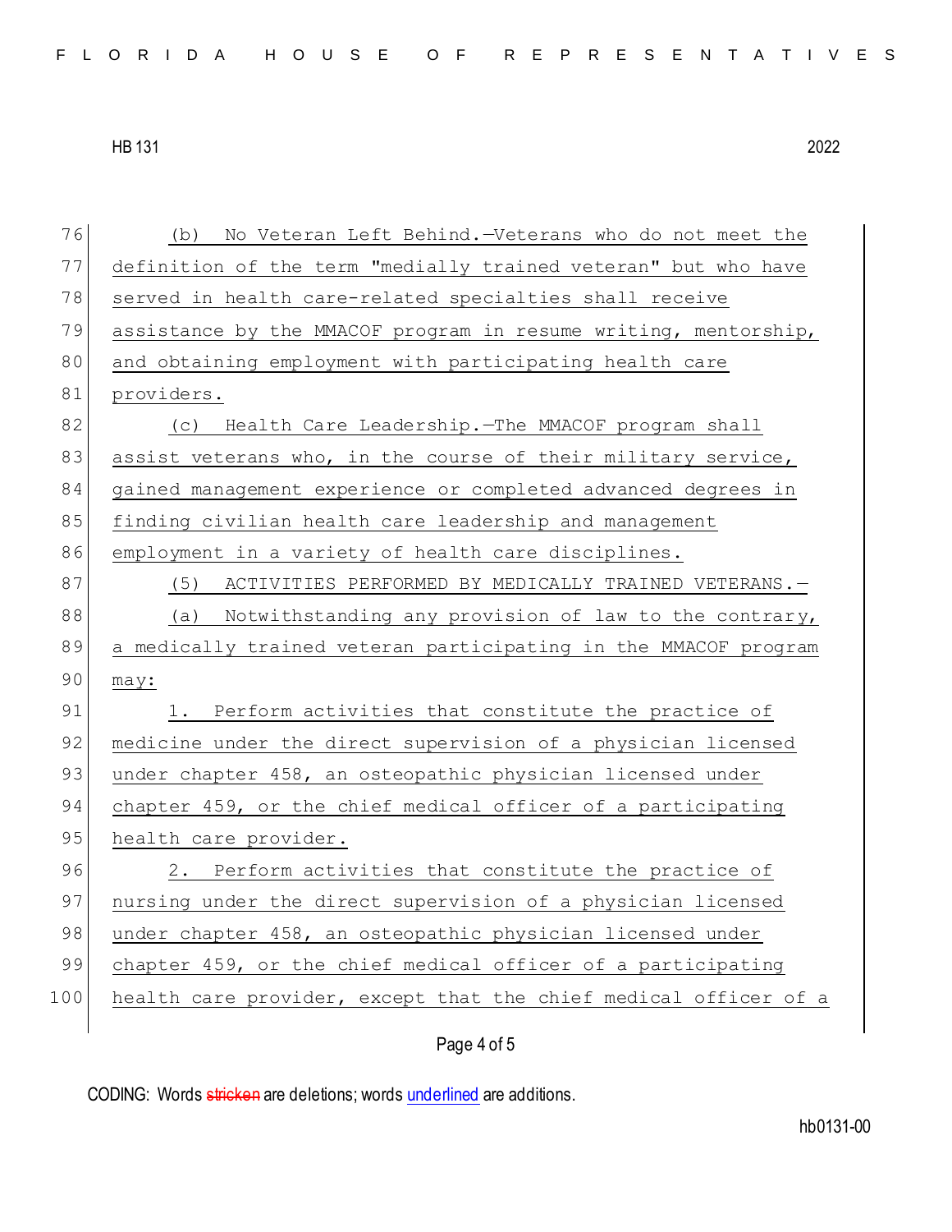(b) No Veteran Left Behind.—Veterans who do not meet the definition of the term "medially trained veteran" but who have served in health care-related specialties shall receive assistance by the MMACOF program in resume writing, mentorship, and obtaining employment with participating health care providers.

(c) Health Care Leadership.—The MMACOF program shall assist veterans who, in the course of their military service, gained management experience or completed advanced degrees in finding civilian health care leadership and management employment in a variety of health care disciplines.

(5) ACTIVITIES PERFORMED BY MEDICALLY TRAINED VETERANS.—

(a) Notwithstanding any provision of law to the contrary, a medically trained veteran participating in the MMACOF program may:

1. Perform activities that constitute the practice of medicine under the direct supervision of a physician licensed under chapter 458, an osteopathic physician licensed under chapter 459, or the chief medical officer of a participating health care provider.

2. Perform activities that constitute the practice of nursing under the direct supervision of a physician licensed under chapter 458, an osteopathic physician licensed under chapter 459, or the chief medical officer of a participating health care provider, except that the chief medical officer of a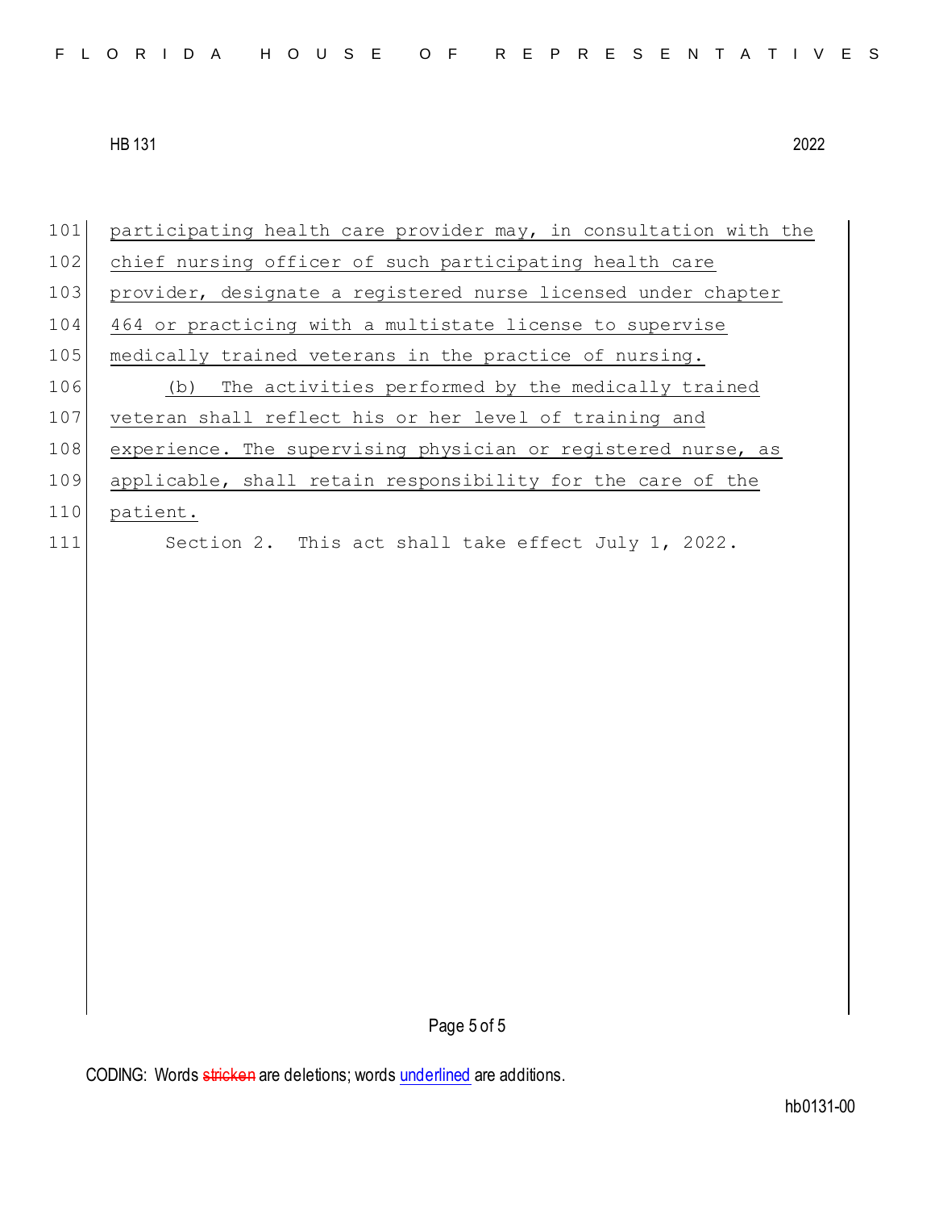101 participating health care provider may, in consultation with the
102 chief nursing officer of such participating health care
103 provider, designate a registered nurse licensed under chapter
104 464 or practicing with a multistate license to supervise
105 medically trained veterans in the practice of nursing.
106 (b) The activities performed by the medically trained
107 veteran shall reflect his or her level of training and
108 experience. The supervising physician or registered nurse, as
109 applicable, shall retain responsibility for the care of the
110 patient.
111 Section 2. This act shall take effect July 1, 2022.

CODING: Words stricken are deletions; words underlined are additions.

hb0131-00